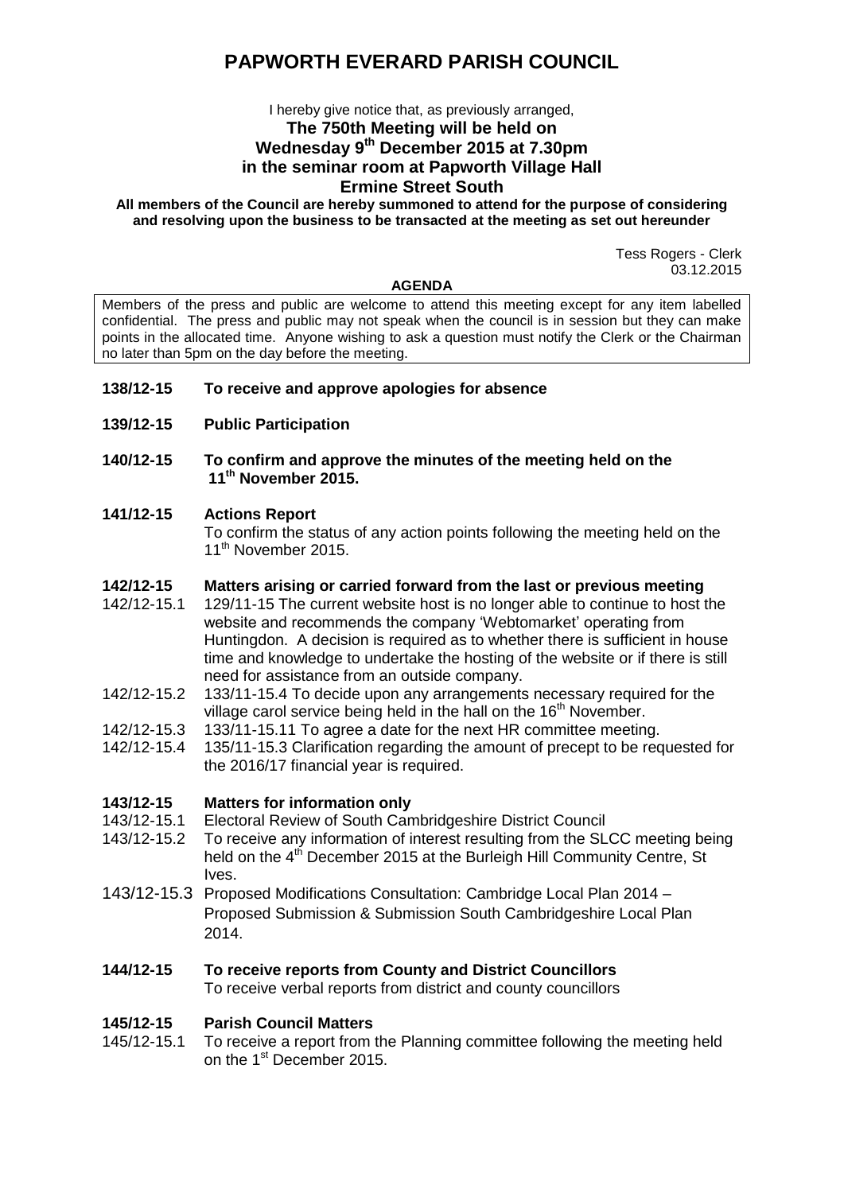# PAPWORTH EVERARD PARISH COUNCIL

I hereby give notice that, as previously arranged,

**The 750th Meeting will be held on**
**Wednesday 9th December 2015 at 7.30pm**
**in the seminar room at Papworth Village Hall**
**Ermine Street South**

**All members of the Council are hereby summoned to attend for the purpose of considering and resolving upon the business to be transacted at the meeting as set out hereunder**

Tess Rogers - Clerk
03.12.2015

**AGENDA**

Members of the press and public are welcome to attend this meeting except for any item labelled confidential. The press and public may not speak when the council is in session but they can make points in the allocated time. Anyone wishing to ask a question must notify the Clerk or the Chairman no later than 5pm on the day before the meeting.

**138/12-15 To receive and approve apologies for absence**

**139/12-15 Public Participation**

**140/12-15 To confirm and approve the minutes of the meeting held on the 11th November 2015.**

**141/12-15 Actions Report**

To confirm the status of any action points following the meeting held on the 11th November 2015.

**142/12-15 Matters arising or carried forward from the last or previous meeting**

142/12-15.1 129/11-15 The current website host is no longer able to continue to host the website and recommends the company 'Webtomarket' operating from Huntingdon. A decision is required as to whether there is sufficient in house time and knowledge to undertake the hosting of the website or if there is still need for assistance from an outside company.

142/12-15.2 133/11-15.4 To decide upon any arrangements necessary required for the village carol service being held in the hall on the 16th November.

142/12-15.3 133/11-15.11 To agree a date for the next HR committee meeting.

142/12-15.4 135/11-15.3 Clarification regarding the amount of precept to be requested for the 2016/17 financial year is required.

**143/12-15 Matters for information only**

143/12-15.1 Electoral Review of South Cambridgeshire District Council

143/12-15.2 To receive any information of interest resulting from the SLCC meeting being held on the 4th December 2015 at the Burleigh Hill Community Centre, St Ives.

143/12-15.3 Proposed Modifications Consultation: Cambridge Local Plan 2014 – Proposed Submission & Submission South Cambridgeshire Local Plan 2014.

**144/12-15 To receive reports from County and District Councillors**

To receive verbal reports from district and county councillors

**145/12-15 Parish Council Matters**

145/12-15.1 To receive a report from the Planning committee following the meeting held on the 1st December 2015.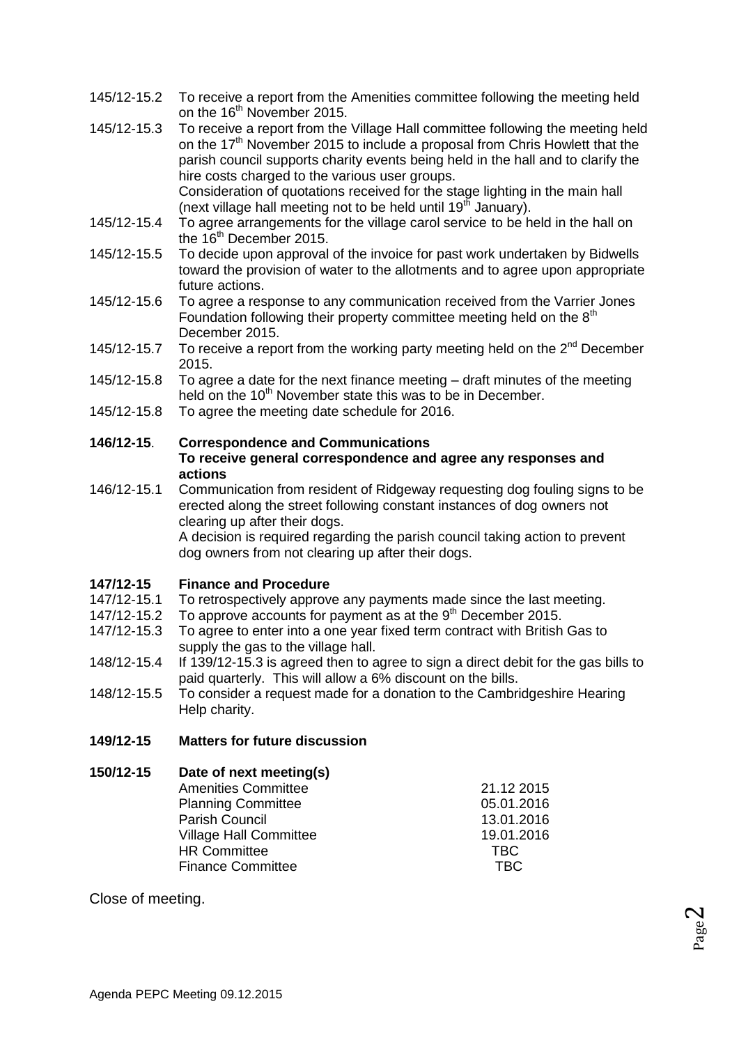145/12-15.2 To receive a report from the Amenities committee following the meeting held on the 16th November 2015.

145/12-15.3 To receive a report from the Village Hall committee following the meeting held on the 17th November 2015 to include a proposal from Chris Howlett that the parish council supports charity events being held in the hall and to clarify the hire costs charged to the various user groups.
Consideration of quotations received for the stage lighting in the main hall (next village hall meeting not to be held until 19th January).

145/12-15.4 To agree arrangements for the village carol service to be held in the hall on the 16th December 2015.

145/12-15.5 To decide upon approval of the invoice for past work undertaken by Bidwells toward the provision of water to the allotments and to agree upon appropriate future actions.

145/12-15.6 To agree a response to any communication received from the Varrier Jones Foundation following their property committee meeting held on the 8th December 2015.

145/12-15.7 To receive a report from the working party meeting held on the 2nd December 2015.

145/12-15.8 To agree a date for the next finance meeting – draft minutes of the meeting held on the 10th November state this was to be in December.

145/12-15.8 To agree the meeting date schedule for 2016.

**146/12-15. Correspondence and Communications**
**To receive general correspondence and agree any responses and actions**

146/12-15.1 Communication from resident of Ridgeway requesting dog fouling signs to be erected along the street following constant instances of dog owners not clearing up after their dogs.
A decision is required regarding the parish council taking action to prevent dog owners from not clearing up after their dogs.

**147/12-15 Finance and Procedure**

147/12-15.1 To retrospectively approve any payments made since the last meeting.

147/12-15.2 To approve accounts for payment as at the 9th December 2015.

147/12-15.3 To agree to enter into a one year fixed term contract with British Gas to supply the gas to the village hall.

148/12-15.4 If 139/12-15.3 is agreed then to agree to sign a direct debit for the gas bills to paid quarterly. This will allow a 6% discount on the bills.

148/12-15.5 To consider a request made for a donation to the Cambridgeshire Hearing Help charity.

**149/12-15 Matters for future discussion**

**150/12-15 Date of next meeting(s)**

| | |
|---|---|
| Amenities Committee | 21.12 2015 |
| Planning Committee | 05.01.2016 |
| Parish Council | 13.01.2016 |
| Village Hall Committee | 19.01.2016 |
| HR Committee | TBC |
| Finance Committee | TBC |

Close of meeting.